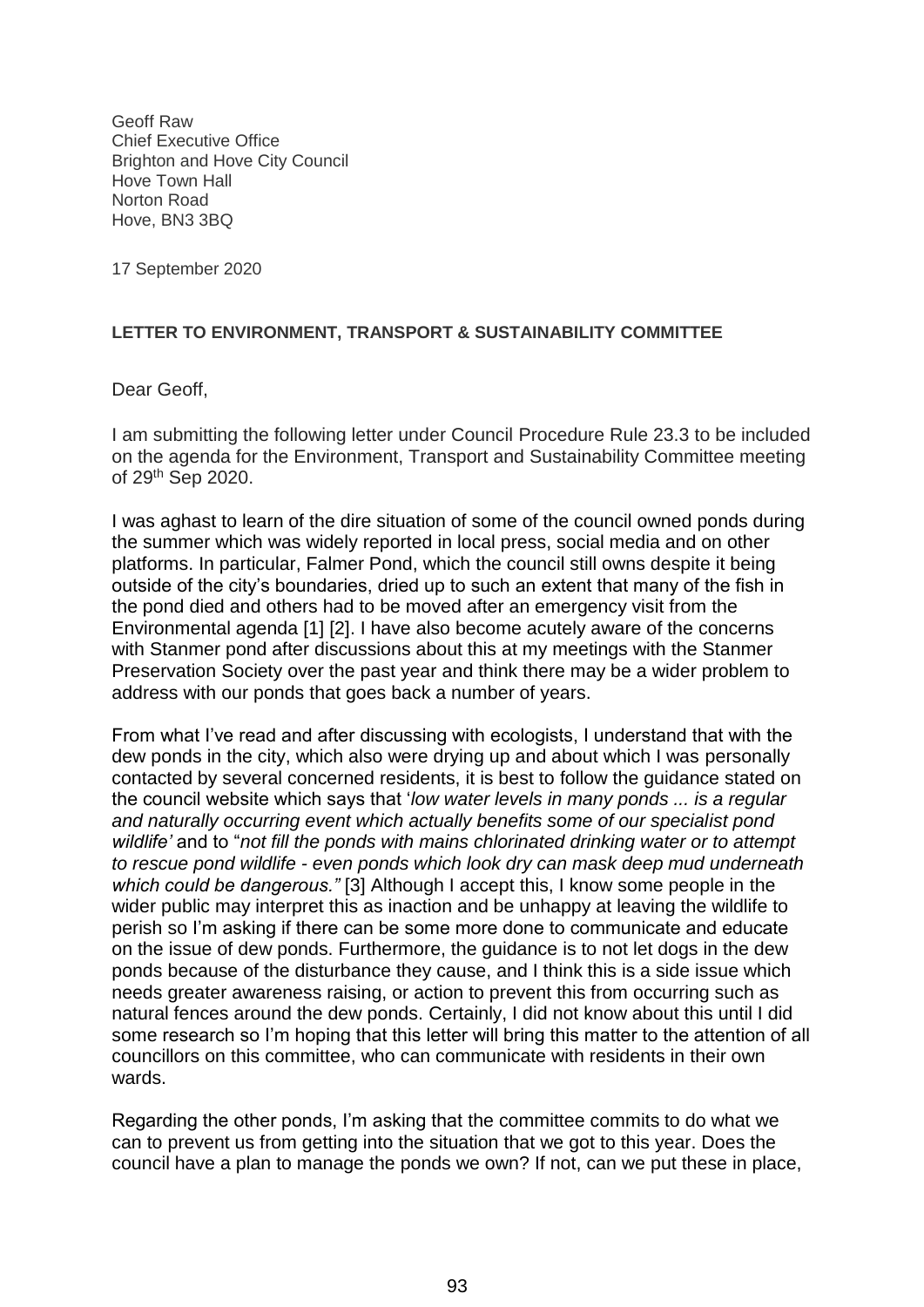Geoff Raw
Chief Executive Office
Brighton and Hove City Council
Hove Town Hall
Norton Road
Hove, BN3 3BQ

17 September 2020

**LETTER TO ENVIRONMENT, TRANSPORT & SUSTAINABILITY COMMITTEE**

Dear Geoff,

I am submitting the following letter under Council Procedure Rule 23.3 to be included on the agenda for the Environment, Transport and Sustainability Committee meeting of 29th Sep 2020.

I was aghast to learn of the dire situation of some of the council owned ponds during the summer which was widely reported in local press, social media and on other platforms. In particular, Falmer Pond, which the council still owns despite it being outside of the city's boundaries, dried up to such an extent that many of the fish in the pond died and others had to be moved after an emergency visit from the Environmental agenda [1] [2]. I have also become acutely aware of the concerns with Stanmer pond after discussions about this at my meetings with the Stanmer Preservation Society over the past year and think there may be a wider problem to address with our ponds that goes back a number of years.

From what I've read and after discussing with ecologists, I understand that with the dew ponds in the city, which also were drying up and about which I was personally contacted by several concerned residents, it is best to follow the guidance stated on the council website which says that '*low water levels in many ponds ... is a regular and naturally occurring event which actually benefits some of our specialist pond wildlife'* and to "*not fill the ponds with mains chlorinated drinking water or to attempt to rescue pond wildlife - even ponds which look dry can mask deep mud underneath which could be dangerous."* [3] Although I accept this, I know some people in the wider public may interpret this as inaction and be unhappy at leaving the wildlife to perish so I'm asking if there can be some more done to communicate and educate on the issue of dew ponds. Furthermore, the guidance is to not let dogs in the dew ponds because of the disturbance they cause, and I think this is a side issue which needs greater awareness raising, or action to prevent this from occurring such as natural fences around the dew ponds. Certainly, I did not know about this until I did some research so I'm hoping that this letter will bring this matter to the attention of all councillors on this committee, who can communicate with residents in their own wards.

Regarding the other ponds, I'm asking that the committee commits to do what we can to prevent us from getting into the situation that we got to this year. Does the council have a plan to manage the ponds we own? If not, can we put these in place,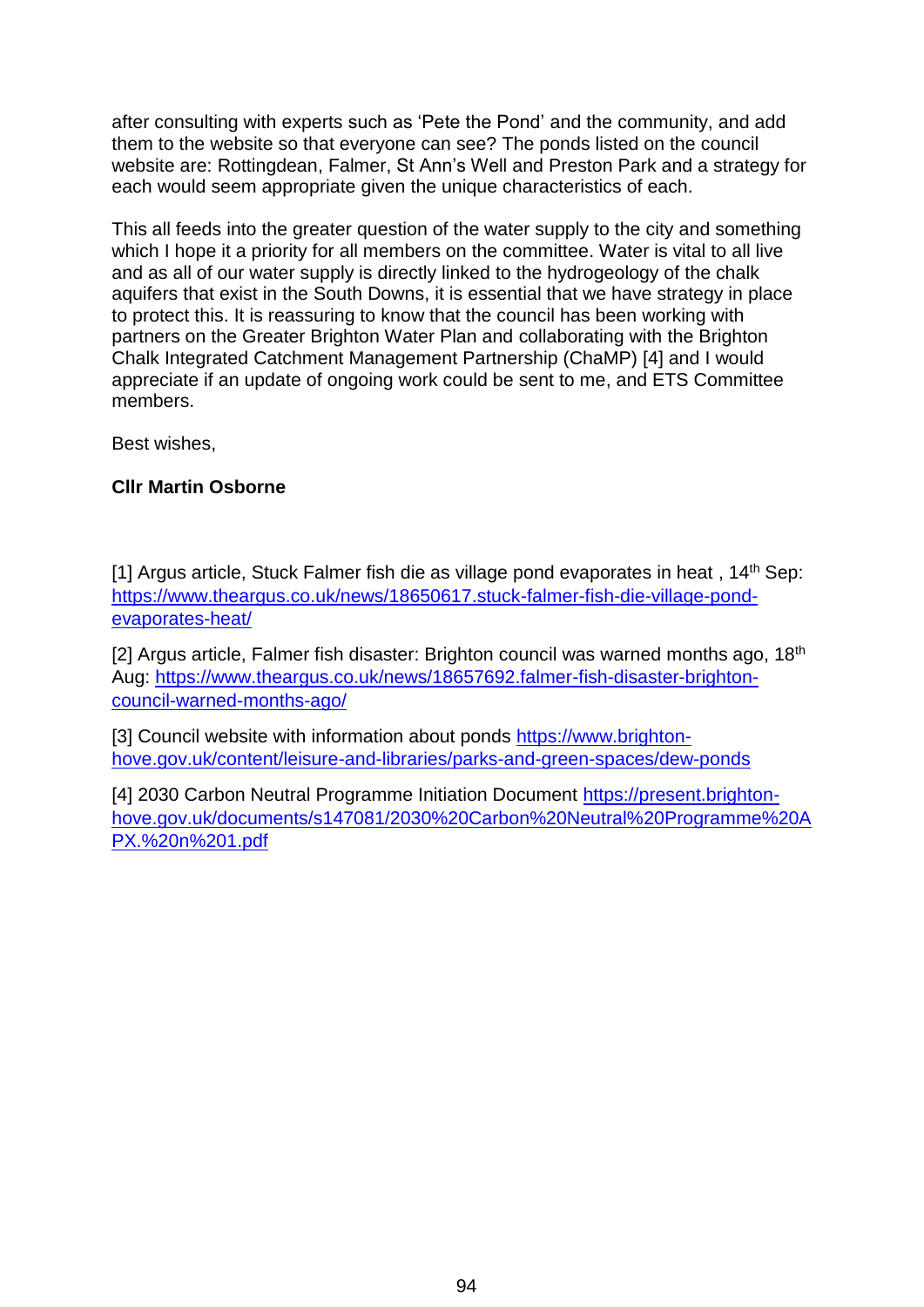after consulting with experts such as 'Pete the Pond' and the community, and add them to the website so that everyone can see? The ponds listed on the council website are: Rottingdean, Falmer, St Ann's Well and Preston Park and a strategy for each would seem appropriate given the unique characteristics of each.

This all feeds into the greater question of the water supply to the city and something which I hope it a priority for all members on the committee. Water is vital to all live and as all of our water supply is directly linked to the hydrogeology of the chalk aquifers that exist in the South Downs, it is essential that we have strategy in place to protect this. It is reassuring to know that the council has been working with partners on the Greater Brighton Water Plan and collaborating with the Brighton Chalk Integrated Catchment Management Partnership (ChaMP) [4] and I would appreciate if an update of ongoing work could be sent to me, and ETS Committee members.

Best wishes,

**Cllr Martin Osborne**

[1] Argus article, Stuck Falmer fish die as village pond evaporates in heat , 14th Sep: https://www.theargus.co.uk/news/18650617.stuck-falmer-fish-die-village-pond-evaporates-heat/

[2] Argus article, Falmer fish disaster: Brighton council was warned months ago, 18th Aug: https://www.theargus.co.uk/news/18657692.falmer-fish-disaster-brighton-council-warned-months-ago/

[3] Council website with information about ponds https://www.brighton-hove.gov.uk/content/leisure-and-libraries/parks-and-green-spaces/dew-ponds

[4] 2030 Carbon Neutral Programme Initiation Document https://present.brighton-hove.gov.uk/documents/s147081/2030%20Carbon%20Neutral%20Programme%20APX.%20n%201.pdf